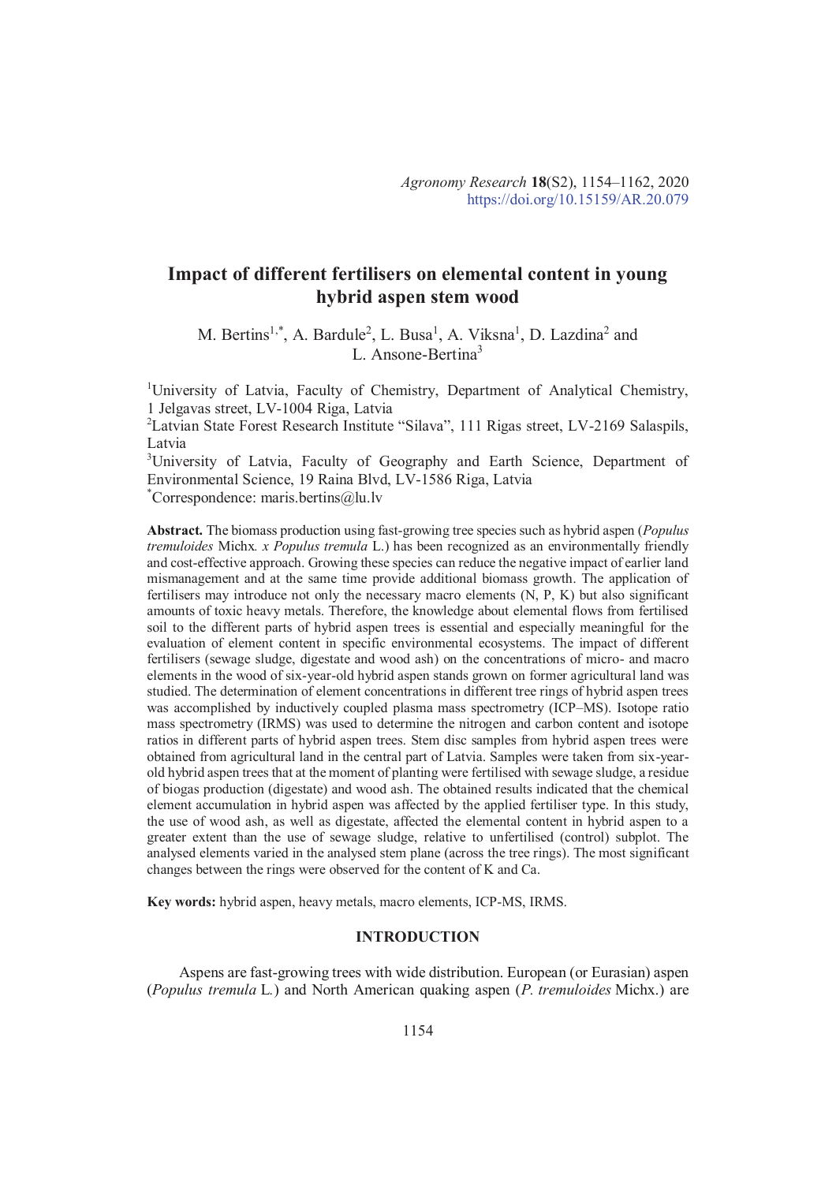# Impact of different fertilisers on elemental content in young hybrid aspen stem wood

M. Bertins[1,*], A. Bardule[2], L. Busa[1], A. Viksna[1], D. Lazdina[2] and L. Ansone-Bertina[3]

[1]University of Latvia, Faculty of Chemistry, Department of Analytical Chemistry, 1 Jelgavas street, LV-1004 Riga, Latvia

[2]Latvian State Forest Research Institute "Silava", 111 Rigas street, LV-2169 Salaspils, Latvia

[3]University of Latvia, Faculty of Geography and Earth Science, Department of Environmental Science, 19 Raina Blvd, LV-1586 Riga, Latvia

[*]Correspondence: maris.bertins@lu.lv

**Abstract.** The biomass production using fast-growing tree species such as hybrid aspen (*Populus tremuloides* Michx. *x Populus tremula* L.) has been recognized as an environmentally friendly and cost-effective approach. Growing these species can reduce the negative impact of earlier land mismanagement and at the same time provide additional biomass growth. The application of fertilisers may introduce not only the necessary macro elements (N, P, K) but also significant amounts of toxic heavy metals. Therefore, the knowledge about elemental flows from fertilised soil to the different parts of hybrid aspen trees is essential and especially meaningful for the evaluation of element content in specific environmental ecosystems. The impact of different fertilisers (sewage sludge, digestate and wood ash) on the concentrations of micro- and macro elements in the wood of six-year-old hybrid aspen stands grown on former agricultural land was studied. The determination of element concentrations in different tree rings of hybrid aspen trees was accomplished by inductively coupled plasma mass spectrometry (ICP–MS). Isotope ratio mass spectrometry (IRMS) was used to determine the nitrogen and carbon content and isotope ratios in different parts of hybrid aspen trees. Stem disc samples from hybrid aspen trees were obtained from agricultural land in the central part of Latvia. Samples were taken from six-year-old hybrid aspen trees that at the moment of planting were fertilised with sewage sludge, a residue of biogas production (digestate) and wood ash. The obtained results indicated that the chemical element accumulation in hybrid aspen was affected by the applied fertiliser type. In this study, the use of wood ash, as well as digestate, affected the elemental content in hybrid aspen to a greater extent than the use of sewage sludge, relative to unfertilised (control) subplot. The analysed elements varied in the analysed stem plane (across the tree rings). The most significant changes between the rings were observed for the content of K and Ca.

**Key words:** hybrid aspen, heavy metals, macro elements, ICP-MS, IRMS.

## INTRODUCTION

Aspens are fast-growing trees with wide distribution. European (or Eurasian) aspen (*Populus tremula* L.) and North American quaking aspen (*P. tremuloides* Michx.) are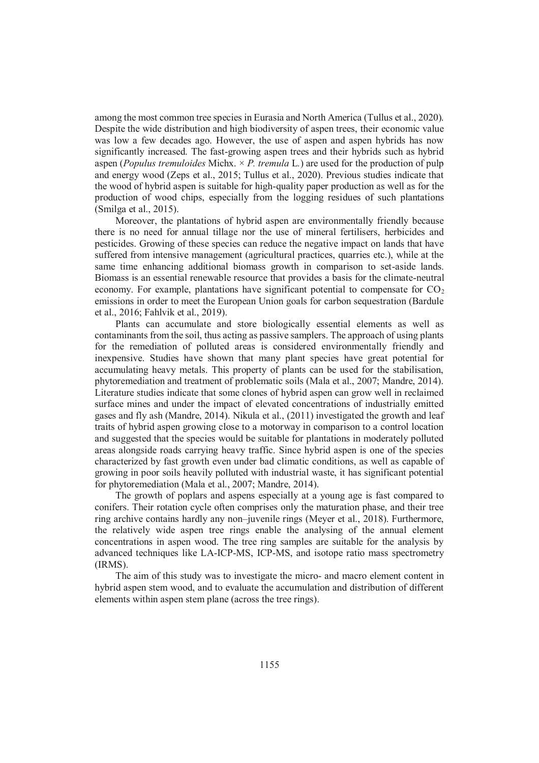among the most common tree species in Eurasia and North America (Tullus et al., 2020). Despite the wide distribution and high biodiversity of aspen trees, their economic value was low a few decades ago. However, the use of aspen and aspen hybrids has now significantly increased. The fast-growing aspen trees and their hybrids such as hybrid aspen (*Populus tremuloides* Michx. × *P. tremula* L.) are used for the production of pulp and energy wood (Zeps et al., 2015; Tullus et al., 2020). Previous studies indicate that the wood of hybrid aspen is suitable for high-quality paper production as well as for the production of wood chips, especially from the logging residues of such plantations (Smilga et al., 2015).

Moreover, the plantations of hybrid aspen are environmentally friendly because there is no need for annual tillage nor the use of mineral fertilisers, herbicides and pesticides. Growing of these species can reduce the negative impact on lands that have suffered from intensive management (agricultural practices, quarries etc.), while at the same time enhancing additional biomass growth in comparison to set-aside lands. Biomass is an essential renewable resource that provides a basis for the climate-neutral economy. For example, plantations have significant potential to compensate for $CO_2$ emissions in order to meet the European Union goals for carbon sequestration (Bardule et al., 2016; Fahlvik et al., 2019).

Plants can accumulate and store biologically essential elements as well as contaminants from the soil, thus acting as passive samplers. The approach of using plants for the remediation of polluted areas is considered environmentally friendly and inexpensive. Studies have shown that many plant species have great potential for accumulating heavy metals. This property of plants can be used for the stabilisation, phytoremediation and treatment of problematic soils (Mala et al., 2007; Mandre, 2014). Literature studies indicate that some clones of hybrid aspen can grow well in reclaimed surface mines and under the impact of elevated concentrations of industrially emitted gases and fly ash (Mandre, 2014). Nikula et al., (2011) investigated the growth and leaf traits of hybrid aspen growing close to a motorway in comparison to a control location and suggested that the species would be suitable for plantations in moderately polluted areas alongside roads carrying heavy traffic. Since hybrid aspen is one of the species characterized by fast growth even under bad climatic conditions, as well as capable of growing in poor soils heavily polluted with industrial waste, it has significant potential for phytoremediation (Mala et al., 2007; Mandre, 2014).

The growth of poplars and aspens especially at a young age is fast compared to conifers. Their rotation cycle often comprises only the maturation phase, and their tree ring archive contains hardly any non–juvenile rings (Meyer et al., 2018). Furthermore, the relatively wide aspen tree rings enable the analysing of the annual element concentrations in aspen wood. The tree ring samples are suitable for the analysis by advanced techniques like LA-ICP-MS, ICP-MS, and isotope ratio mass spectrometry (IRMS).

The aim of this study was to investigate the micro- and macro element content in hybrid aspen stem wood, and to evaluate the accumulation and distribution of different elements within aspen stem plane (across the tree rings).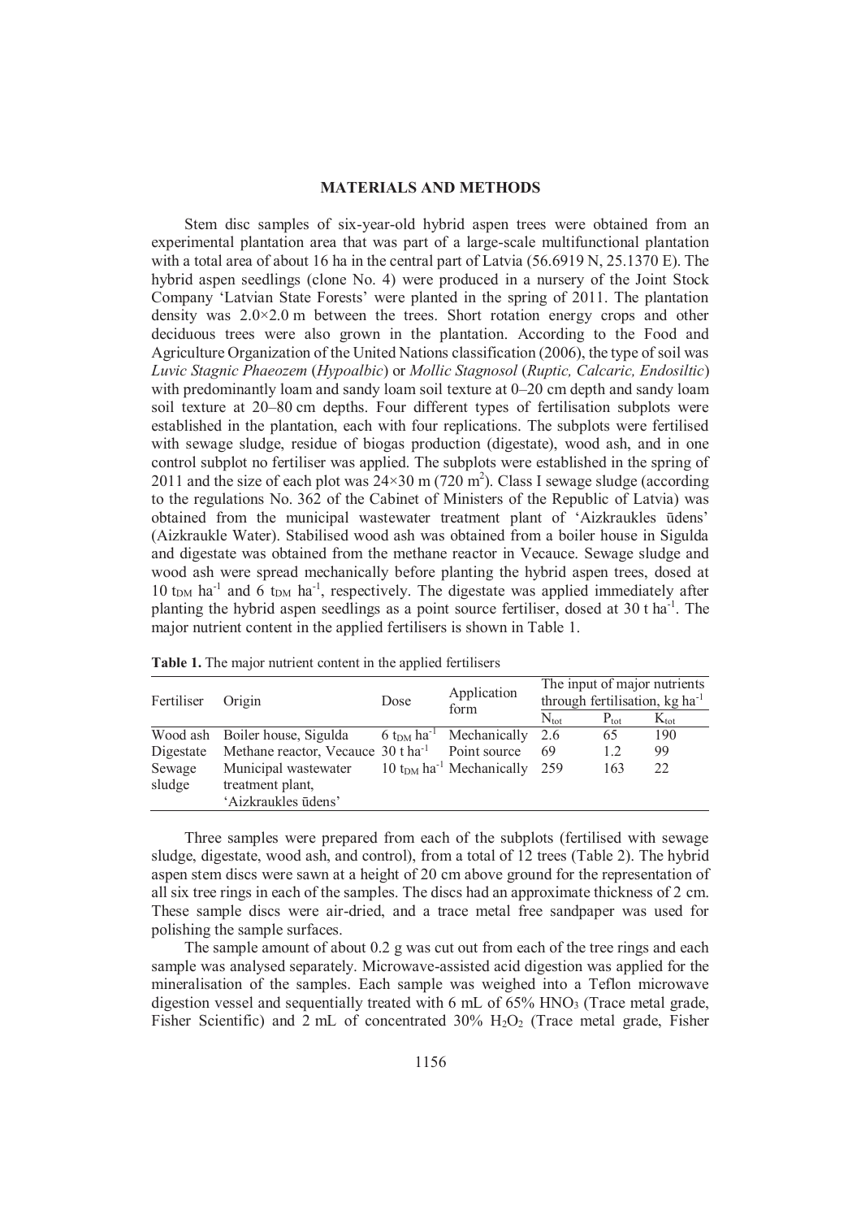## MATERIALS AND METHODS

Stem disc samples of six-year-old hybrid aspen trees were obtained from an experimental plantation area that was part of a large-scale multifunctional plantation with a total area of about 16 ha in the central part of Latvia (56.6919 N, 25.1370 E). The hybrid aspen seedlings (clone No. 4) were produced in a nursery of the Joint Stock Company 'Latvian State Forests' were planted in the spring of 2011. The plantation density was 2.0×2.0 m between the trees. Short rotation energy crops and other deciduous trees were also grown in the plantation. According to the Food and Agriculture Organization of the United Nations classification (2006), the type of soil was *Luvic Stagnic Phaeozem* (*Hypoalbic*) or *Mollic Stagnosol* (*Ruptic, Calcaric, Endosiltic*) with predominantly loam and sandy loam soil texture at 0–20 cm depth and sandy loam soil texture at 20–80 cm depths. Four different types of fertilisation subplots were established in the plantation, each with four replications. The subplots were fertilised with sewage sludge, residue of biogas production (digestate), wood ash, and in one control subplot no fertiliser was applied. The subplots were established in the spring of 2011 and the size of each plot was 24×30 m (720 $m^2$). Class I sewage sludge (according to the regulations No. 362 of the Cabinet of Ministers of the Republic of Latvia) was obtained from the municipal wastewater treatment plant of 'Aizkraukles ūdens' (Aizkraukle Water). Stabilised wood ash was obtained from a boiler house in Sigulda and digestate was obtained from the methane reactor in Vecauce. Sewage sludge and wood ash were spread mechanically before planting the hybrid aspen trees, dosed at 10 $t_{DM}$ $ha^{-1}$ and 6 $t_{DM}$ $ha^{-1}$, respectively. The digestate was applied immediately after planting the hybrid aspen seedlings as a point source fertiliser, dosed at 30 t $ha^{-1}$. The major nutrient content in the applied fertilisers is shown in Table 1.

**Table 1.** The major nutrient content in the applied fertilisers

| Fertiliser | Origin | Dose | Application form | The input of major nutrients through fertilisation, kg $ha^{-1}$ | | |
|---|---|---|---|---|---|---|
| | | | | $N_{tot}$ | $P_{tot}$ | $K_{tot}$ |
| Wood ash | Boiler house, Sigulda | 6 $t_{DM}$ $ha^{-1}$ | Mechanically | 2.6 | 65 | 190 |
| Digestate | Methane reactor, Vecauce | 30 t $ha^{-1}$ | Point source | 69 | 1.2 | 99 |
| Sewage sludge | Municipal wastewater treatment plant, 'Aizkraukles ūdens' | 10 $t_{DM}$ $ha^{-1}$ | Mechanically | 259 | 163 | 22 |

Three samples were prepared from each of the subplots (fertilised with sewage sludge, digestate, wood ash, and control), from a total of 12 trees (Table 2). The hybrid aspen stem discs were sawn at a height of 20 cm above ground for the representation of all six tree rings in each of the samples. The discs had an approximate thickness of 2 cm. These sample discs were air-dried, and a trace metal free sandpaper was used for polishing the sample surfaces.

The sample amount of about 0.2 g was cut out from each of the tree rings and each sample was analysed separately. Microwave-assisted acid digestion was applied for the mineralisation of the samples. Each sample was weighed into a Teflon microwave digestion vessel and sequentially treated with 6 mL of 65% $HNO_3$ (Trace metal grade, Fisher Scientific) and 2 mL of concentrated 30% $H_2O_2$ (Trace metal grade, Fisher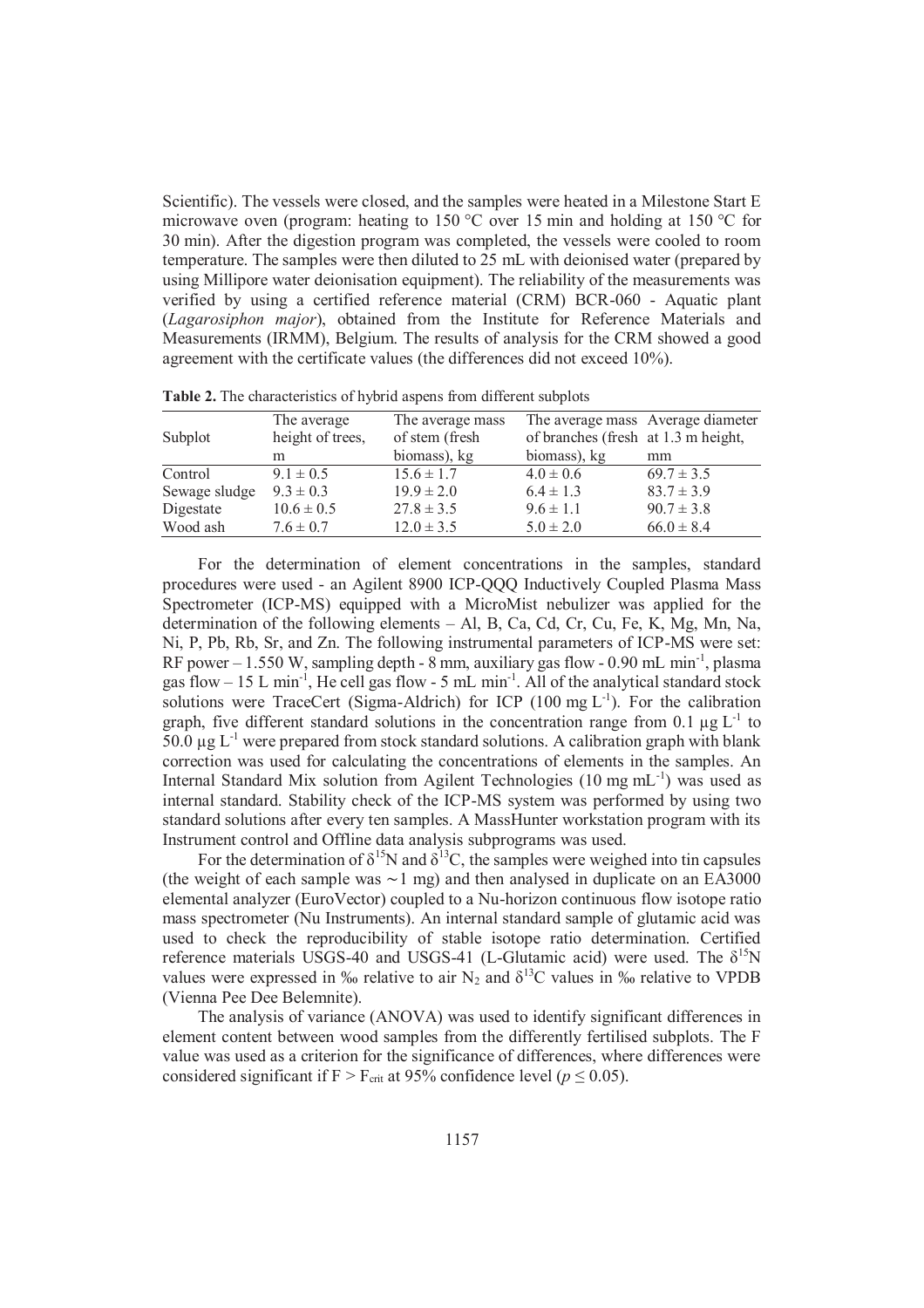Scientific). The vessels were closed, and the samples were heated in a Milestone Start E microwave oven (program: heating to 150 °C over 15 min and holding at 150 °C for 30 min). After the digestion program was completed, the vessels were cooled to room temperature. The samples were then diluted to 25 mL with deionised water (prepared by using Millipore water deionisation equipment). The reliability of the measurements was verified by using a certified reference material (CRM) BCR-060 - Aquatic plant (*Lagarosiphon major*), obtained from the Institute for Reference Materials and Measurements (IRMM), Belgium. The results of analysis for the CRM showed a good agreement with the certificate values (the differences did not exceed 10%).

**Table 2.** The characteristics of hybrid aspens from different subplots

| Subplot | The average height of trees, m | The average mass of stem (fresh biomass), kg | The average mass of branches (fresh biomass), kg | Average diameter at 1.3 m height, mm |
|---|---|---|---|---|
| Control | 9.1 ± 0.5 | 15.6 ± 1.7 | 4.0 ± 0.6 | 69.7 ± 3.5 |
| Sewage sludge | 9.3 ± 0.3 | 19.9 ± 2.0 | 6.4 ± 1.3 | 83.7 ± 3.9 |
| Digestate | 10.6 ± 0.5 | 27.8 ± 3.5 | 9.6 ± 1.1 | 90.7 ± 3.8 |
| Wood ash | 7.6 ± 0.7 | 12.0 ± 3.5 | 5.0 ± 2.0 | 66.0 ± 8.4 |

For the determination of element concentrations in the samples, standard procedures were used - an Agilent 8900 ICP-QQQ Inductively Coupled Plasma Mass Spectrometer (ICP-MS) equipped with a MicroMist nebulizer was applied for the determination of the following elements – Al, B, Ca, Cd, Cr, Cu, Fe, K, Mg, Mn, Na, Ni, P, Pb, Rb, Sr, and Zn. The following instrumental parameters of ICP-MS were set: RF power – 1.550 W, sampling depth - 8 mm, auxiliary gas flow - 0.90 mL min$^{-1}$, plasma gas flow – 15 L min$^{-1}$, He cell gas flow - 5 mL min$^{-1}$. All of the analytical standard stock solutions were TraceCert (Sigma-Aldrich) for ICP (100 mg L$^{-1}$). For the calibration graph, five different standard solutions in the concentration range from 0.1 µg L$^{-1}$ to 50.0 µg L$^{-1}$ were prepared from stock standard solutions. A calibration graph with blank correction was used for calculating the concentrations of elements in the samples. An Internal Standard Mix solution from Agilent Technologies (10 mg mL$^{-1}$) was used as internal standard. Stability check of the ICP-MS system was performed by using two standard solutions after every ten samples. A MassHunter workstation program with its Instrument control and Offline data analysis subprograms was used.

For the determination of $\delta^{15}$N and $\delta^{13}$C, the samples were weighed into tin capsules (the weight of each sample was ∼1 mg) and then analysed in duplicate on an EA3000 elemental analyzer (EuroVector) coupled to a Nu-horizon continuous flow isotope ratio mass spectrometer (Nu Instruments). An internal standard sample of glutamic acid was used to check the reproducibility of stable isotope ratio determination. Certified reference materials USGS-40 and USGS-41 (L-Glutamic acid) were used. The $\delta^{15}$N values were expressed in ‰ relative to air $N_2$ and $\delta^{13}$C values in ‰ relative to VPDB (Vienna Pee Dee Belemnite).

The analysis of variance (ANOVA) was used to identify significant differences in element content between wood samples from the differently fertilised subplots. The F value was used as a criterion for the significance of differences, where differences were considered significant if $F > F_{crit}$ at 95% confidence level ($p \leq 0.05$).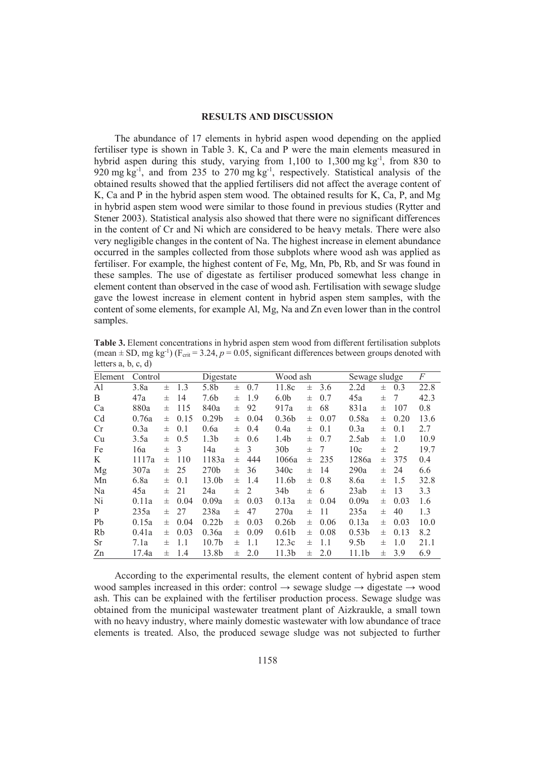## RESULTS AND DISCUSSION

The abundance of 17 elements in hybrid aspen wood depending on the applied fertiliser type is shown in Table 3. K, Ca and P were the main elements measured in hybrid aspen during this study, varying from 1,100 to 1,300 mg kg$^{-1}$, from 830 to 920 mg kg$^{-1}$, and from 235 to 270 mg kg$^{-1}$, respectively. Statistical analysis of the obtained results showed that the applied fertilisers did not affect the average content of K, Ca and P in the hybrid aspen stem wood. The obtained results for K, Ca, P, and Mg in hybrid aspen stem wood were similar to those found in previous studies (Rytter and Stener 2003). Statistical analysis also showed that there were no significant differences in the content of Cr and Ni which are considered to be heavy metals. There were also very negligible changes in the content of Na. The highest increase in element abundance occurred in the samples collected from those subplots where wood ash was applied as fertiliser. For example, the highest content of Fe, Mg, Mn, Pb, Rb, and Sr was found in these samples. The use of digestate as fertiliser produced somewhat less change in element content than observed in the case of wood ash. Fertilisation with sewage sludge gave the lowest increase in element content in hybrid aspen stem samples, with the content of some elements, for example Al, Mg, Na and Zn even lower than in the control samples.

**Table 3.** Element concentrations in hybrid aspen stem wood from different fertilisation subplots (mean ± SD, mg kg$^{-1}$) ($F_{crit} = 3.24$, $p = 0.05$, significant differences between groups denoted with letters a, b, c, d)

| Element | Control | Digestate | Wood ash | Sewage sludge | *F* |
|---|---|---|---|---|---|
| Al | 3.8a ± 1.3 | 5.8b ± 0.7 | 11.8c ± 3.6 | 2.2d ± 0.3 | 22.8 |
| B | 47a ± 14 | 7.6b ± 1.9 | 6.0b ± 0.7 | 45a ± 7 | 42.3 |
| Ca | 880a ± 115 | 840a ± 92 | 917a ± 68 | 831a ± 107 | 0.8 |
| Cd | 0.76a ± 0.15 | 0.29b ± 0.04 | 0.36b ± 0.07 | 0.58a ± 0.20 | 13.6 |
| Cr | 0.3a ± 0.1 | 0.6a ± 0.4 | 0.4a ± 0.1 | 0.3a ± 0.1 | 2.7 |
| Cu | 3.5a ± 0.5 | 1.3b ± 0.6 | 1.4b ± 0.7 | 2.5ab ± 1.0 | 10.9 |
| Fe | 16a ± 3 | 14a ± 3 | 30b ± 7 | 10c ± 2 | 19.7 |
| K | 1117a ± 110 | 1183a ± 444 | 1066a ± 235 | 1286a ± 375 | 0.4 |
| Mg | 307a ± 25 | 270b ± 36 | 340c ± 14 | 290a ± 24 | 6.6 |
| Mn | 6.8a ± 0.1 | 13.0b ± 1.4 | 11.6b ± 0.8 | 8.6a ± 1.5 | 32.8 |
| Na | 45a ± 21 | 24a ± 2 | 34b ± 6 | 23ab ± 13 | 3.3 |
| Ni | 0.11a ± 0.04 | 0.09a ± 0.03 | 0.13a ± 0.04 | 0.09a ± 0.03 | 1.6 |
| P | 235a ± 27 | 238a ± 47 | 270a ± 11 | 235a ± 40 | 1.3 |
| Pb | 0.15a ± 0.04 | 0.22b ± 0.03 | 0.26b ± 0.06 | 0.13a ± 0.03 | 10.0 |
| Rb | 0.41a ± 0.03 | 0.36a ± 0.09 | 0.61b ± 0.08 | 0.53b ± 0.13 | 8.2 |
| Sr | 7.1a ± 1.1 | 10.7b ± 1.1 | 12.3c ± 1.1 | 9.5b ± 1.0 | 21.1 |
| Zn | 17.4a ± 1.4 | 13.8b ± 2.0 | 11.3b ± 2.0 | 11.1b ± 3.9 | 6.9 |

According to the experimental results, the element content of hybrid aspen stem wood samples increased in this order: control → sewage sludge → digestate → wood ash. This can be explained with the fertiliser production process. Sewage sludge was obtained from the municipal wastewater treatment plant of Aizkraukle, a small town with no heavy industry, where mainly domestic wastewater with low abundance of trace elements is treated. Also, the produced sewage sludge was not subjected to further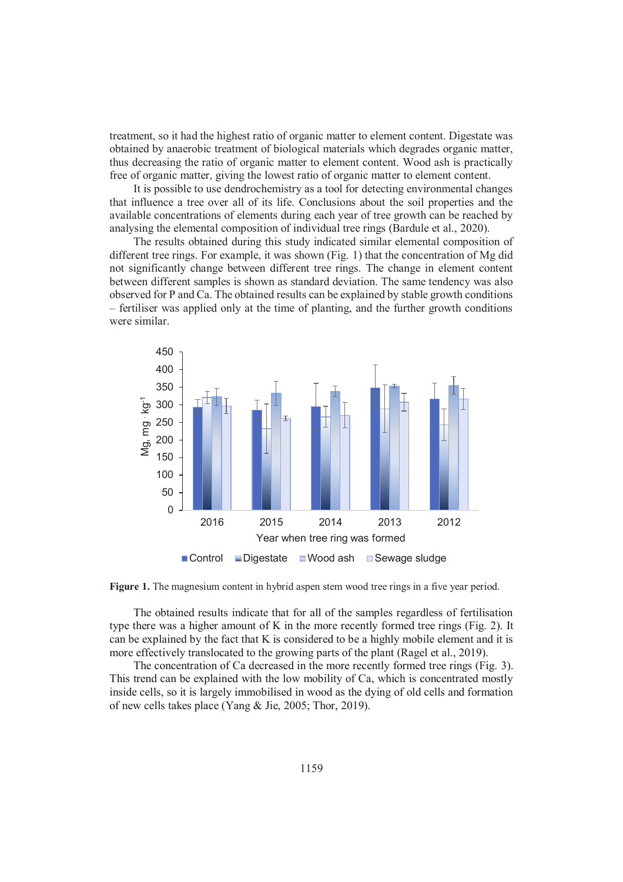treatment, so it had the highest ratio of organic matter to element content. Digestate was obtained by anaerobic treatment of biological materials which degrades organic matter, thus decreasing the ratio of organic matter to element content. Wood ash is practically free of organic matter, giving the lowest ratio of organic matter to element content.

It is possible to use dendrochemistry as a tool for detecting environmental changes that influence a tree over all of its life. Conclusions about the soil properties and the available concentrations of elements during each year of tree growth can be reached by analysing the elemental composition of individual tree rings (Bardule et al., 2020).

The results obtained during this study indicated similar elemental composition of different tree rings. For example, it was shown (Fig. 1) that the concentration of Mg did not significantly change between different tree rings. The change in element content between different samples is shown as standard deviation. The same tendency was also observed for P and Ca. The obtained results can be explained by stable growth conditions – fertiliser was applied only at the time of planting, and the further growth conditions were similar.

**Figure 1.** The magnesium content in hybrid aspen stem wood tree rings in a five year period.

The obtained results indicate that for all of the samples regardless of fertilisation type there was a higher amount of K in the more recently formed tree rings (Fig. 2). It can be explained by the fact that K is considered to be a highly mobile element and it is more effectively translocated to the growing parts of the plant (Ragel et al., 2019).

The concentration of Ca decreased in the more recently formed tree rings (Fig. 3). This trend can be explained with the low mobility of Ca, which is concentrated mostly inside cells, so it is largely immobilised in wood as the dying of old cells and formation of new cells takes place (Yang & Jie, 2005; Thor, 2019).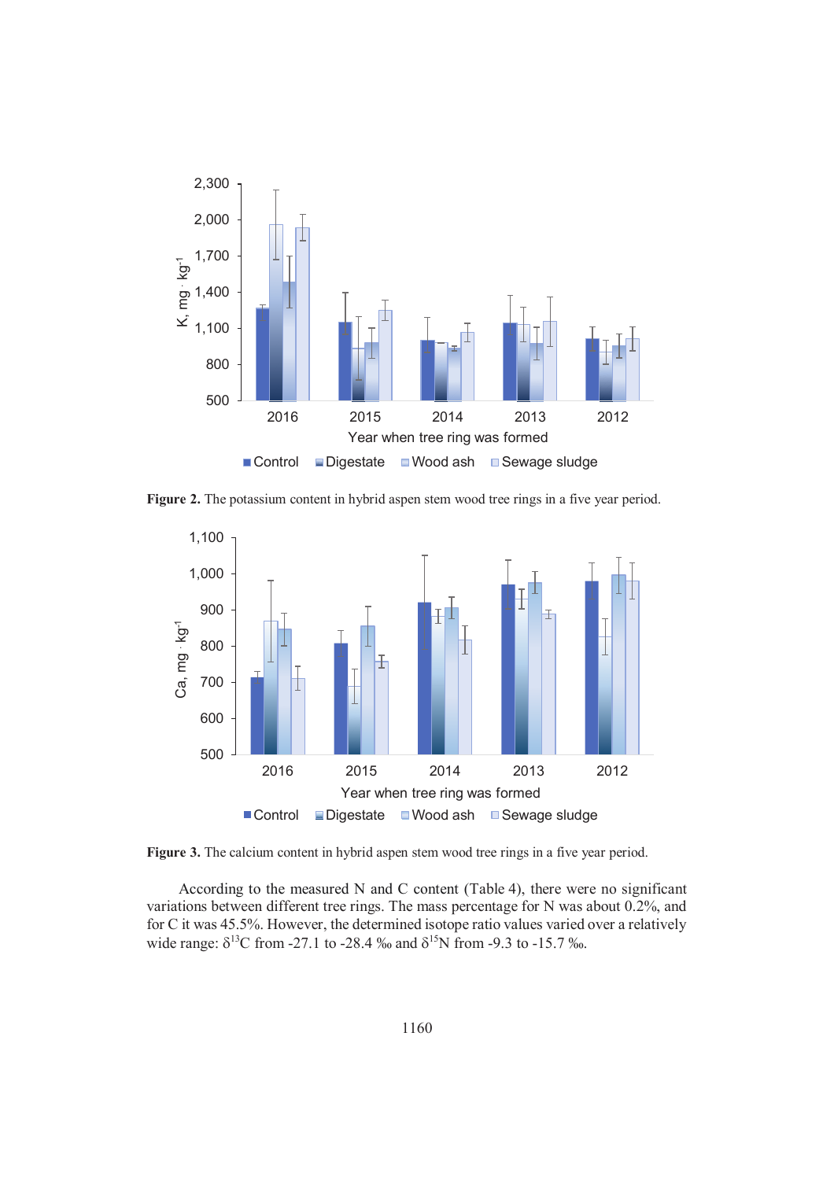**Figure 2.** The potassium content in hybrid aspen stem wood tree rings in a five year period.

**Figure 3.** The calcium content in hybrid aspen stem wood tree rings in a five year period.

According to the measured N and C content (Table 4), there were no significant variations between different tree rings. The mass percentage for N was about 0.2%, and for C it was 45.5%. However, the determined isotope ratio values varied over a relatively wide range: $\delta^{13}C$ from -27.1 to -28.4 ‰ and $\delta^{15}N$ from -9.3 to -15.7 ‰.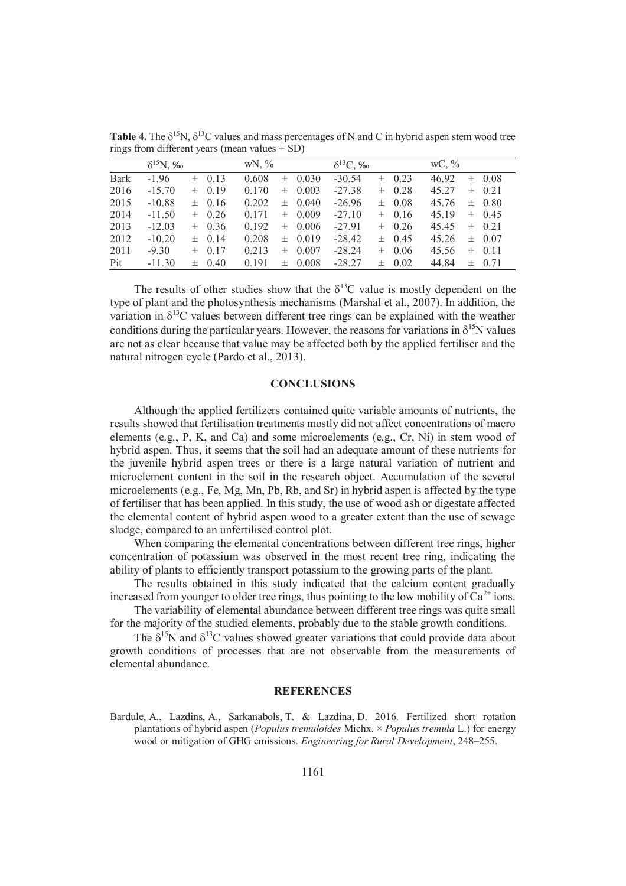**Table 4.** The $\delta^{15}N$, $\delta^{13}C$ values and mass percentages of N and C in hybrid aspen stem wood tree rings from different years (mean values ± SD)

| | $\delta^{15}N$, ‰ | wN, % | $\delta^{13}C$, ‰ | wC, % |
|---|---|---|---|---|
| Bark | -1.96 ± 0.13 | 0.608 ± 0.030 | -30.54 ± 0.23 | 46.92 ± 0.08 |
| 2016 | -15.70 ± 0.19 | 0.170 ± 0.003 | -27.38 ± 0.28 | 45.27 ± 0.21 |
| 2015 | -10.88 ± 0.16 | 0.202 ± 0.040 | -26.96 ± 0.08 | 45.76 ± 0.80 |
| 2014 | -11.50 ± 0.26 | 0.171 ± 0.009 | -27.10 ± 0.16 | 45.19 ± 0.45 |
| 2013 | -12.03 ± 0.36 | 0.192 ± 0.006 | -27.91 ± 0.26 | 45.45 ± 0.21 |
| 2012 | -10.20 ± 0.14 | 0.208 ± 0.019 | -28.42 ± 0.45 | 45.26 ± 0.07 |
| 2011 | -9.30 ± 0.17 | 0.213 ± 0.007 | -28.24 ± 0.06 | 45.56 ± 0.11 |
| Pit | -11.30 ± 0.40 | 0.191 ± 0.008 | -28.27 ± 0.02 | 44.84 ± 0.71 |

The results of other studies show that the $\delta^{13}C$ value is mostly dependent on the type of plant and the photosynthesis mechanisms (Marshal et al., 2007). In addition, the variation in $\delta^{13}C$ values between different tree rings can be explained with the weather conditions during the particular years. However, the reasons for variations in $\delta^{15}N$ values are not as clear because that value may be affected both by the applied fertiliser and the natural nitrogen cycle (Pardo et al., 2013).

## CONCLUSIONS

Although the applied fertilizers contained quite variable amounts of nutrients, the results showed that fertilisation treatments mostly did not affect concentrations of macro elements (e.g., P, K, and Ca) and some microelements (e.g., Cr, Ni) in stem wood of hybrid aspen. Thus, it seems that the soil had an adequate amount of these nutrients for the juvenile hybrid aspen trees or there is a large natural variation of nutrient and microelement content in the soil in the research object. Accumulation of the several microelements (e.g., Fe, Mg, Mn, Pb, Rb, and Sr) in hybrid aspen is affected by the type of fertiliser that has been applied. In this study, the use of wood ash or digestate affected the elemental content of hybrid aspen wood to a greater extent than the use of sewage sludge, compared to an unfertilised control plot.

When comparing the elemental concentrations between different tree rings, higher concentration of potassium was observed in the most recent tree ring, indicating the ability of plants to efficiently transport potassium to the growing parts of the plant.

The results obtained in this study indicated that the calcium content gradually increased from younger to older tree rings, thus pointing to the low mobility of $Ca^{2+}$ ions.

The variability of elemental abundance between different tree rings was quite small for the majority of the studied elements, probably due to the stable growth conditions.

The $\delta^{15}N$ and $\delta^{13}C$ values showed greater variations that could provide data about growth conditions of processes that are not observable from the measurements of elemental abundance.

## REFERENCES

Bardule, A., Lazdins, A., Sarkanabols, T. & Lazdina, D. 2016. Fertilized short rotation plantations of hybrid aspen (*Populus tremuloides* Michx. × *Populus tremula* L.) for energy wood or mitigation of GHG emissions. *Engineering for Rural Development*, 248–255.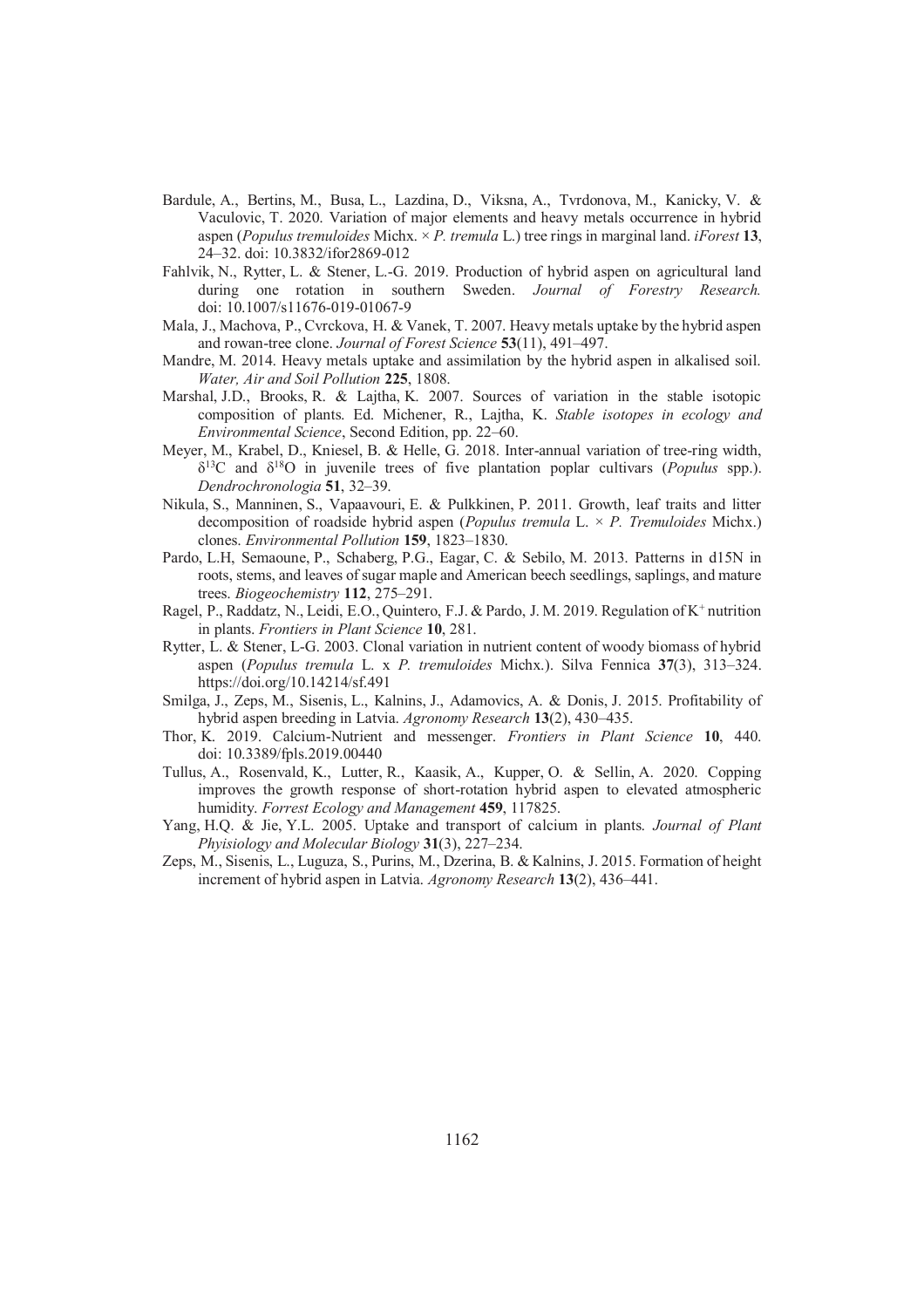Bardule, A., Bertins, M., Busa, L., Lazdina, D., Viksna, A., Tvrdonova, M., Kanicky, V. & Vaculovic, T. 2020. Variation of major elements and heavy metals occurrence in hybrid aspen (*Populus tremuloides* Michx. × *P. tremula* L.) tree rings in marginal land. *iForest* **13**, 24–32. doi: 10.3832/ifor2869-012

Fahlvik, N., Rytter, L. & Stener, L.-G. 2019. Production of hybrid aspen on agricultural land during one rotation in southern Sweden. *Journal of Forestry Research.* doi: 10.1007/s11676-019-01067-9

Mala, J., Machova, P., Cvrckova, H. & Vanek, T. 2007. Heavy metals uptake by the hybrid aspen and rowan-tree clone. *Journal of Forest Science* **53**(11), 491–497.

Mandre, M. 2014. Heavy metals uptake and assimilation by the hybrid aspen in alkalised soil. *Water, Air and Soil Pollution* **225**, 1808.

Marshal, J.D., Brooks, R. & Lajtha, K. 2007. Sources of variation in the stable isotopic composition of plants. Ed. Michener, R., Lajtha, K. *Stable isotopes in ecology and Environmental Science*, Second Edition, pp. 22–60.

Meyer, M., Krabel, D., Kniesel, B. & Helle, G. 2018. Inter-annual variation of tree-ring width, $\delta^{13}C$ and $\delta^{18}O$ in juvenile trees of five plantation poplar cultivars (*Populus* spp.). *Dendrochronologia* **51**, 32–39.

Nikula, S., Manninen, S., Vapaavouri, E. & Pulkkinen, P. 2011. Growth, leaf traits and litter decomposition of roadside hybrid aspen (*Populus tremula* L. × *P. Tremuloides* Michx.) clones. *Environmental Pollution* **159**, 1823–1830.

Pardo, L.H, Semaoune, P., Schaberg, P.G., Eagar, C. & Sebilo, M. 2013. Patterns in d15N in roots, stems, and leaves of sugar maple and American beech seedlings, saplings, and mature trees. *Biogeochemistry* **112**, 275–291.

Ragel, P., Raddatz, N., Leidi, E.O., Quintero, F.J. & Pardo, J. M. 2019. Regulation of $K^+$ nutrition in plants. *Frontiers in Plant Science* **10**, 281.

Rytter, L. & Stener, L-G. 2003. Clonal variation in nutrient content of woody biomass of hybrid aspen (*Populus tremula* L. x *P. tremuloides* Michx.). Silva Fennica **37**(3), 313–324. https://doi.org/10.14214/sf.491

Smilga, J., Zeps, M., Sisenis, L., Kalnins, J., Adamovics, A. & Donis, J. 2015. Profitability of hybrid aspen breeding in Latvia. *Agronomy Research* **13**(2), 430–435.

Thor, K. 2019. Calcium-Nutrient and messenger. *Frontiers in Plant Science* **10**, 440. doi: 10.3389/fpls.2019.00440

Tullus, A., Rosenvald, K., Lutter, R., Kaasik, A., Kupper, O. & Sellin, A. 2020. Copping improves the growth response of short-rotation hybrid aspen to elevated atmospheric humidity. *Forrest Ecology and Management* **459**, 117825.

Yang, H.Q. & Jie, Y.L. 2005. Uptake and transport of calcium in plants. *Journal of Plant Phyisiology and Molecular Biology* **31**(3), 227–234.

Zeps, M., Sisenis, L., Luguza, S., Purins, M., Dzerina, B. & Kalnins, J. 2015. Formation of height increment of hybrid aspen in Latvia. *Agronomy Research* **13**(2), 436–441.